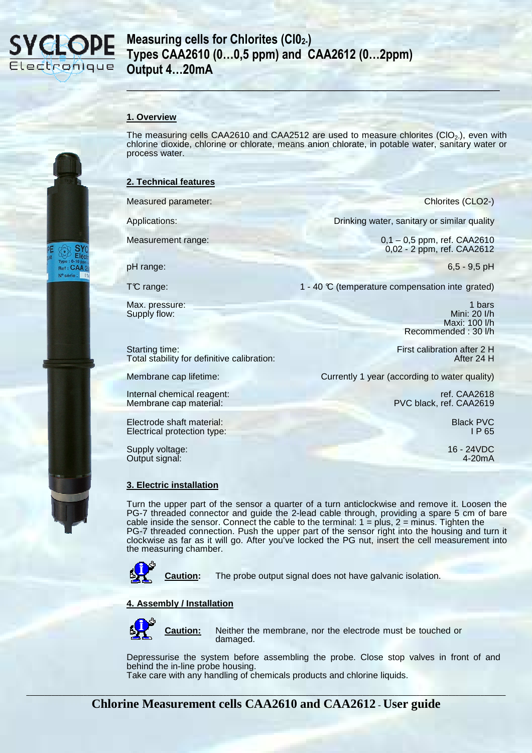# Measuring cells for Chlorites ($ClO_{2-}$)
# Types CAA2610 (0…0,5 ppm) and CAA2612 (0…2ppm)
# Output 4…20mA

## 1. Overview

The measuring cells CAA2610 and CAA2512 are used to measure chlorites ($ClO_{2-}$), even with chlorine dioxide, chlorine or chlorate, means anion chlorate, in potable water, sanitary water or process water.

## 2. Technical features

| | |
|---|---|
| Measured parameter: | Chlorites (CLO2-) |
| Applications: | Drinking water, sanitary or similar quality |
| Measurement range: | 0,1 – 0,5 ppm, ref. CAA2610<br>0,02 - 2 ppm, ref. CAA2612 |
| pH range: | 6,5 - 9,5 pH |
| T℃ range: | 1 - 40 ℃ (temperature compensation inte grated) |
| Max. pressure: | 1 bars |
| Supply flow: | Mini: 20 l/h<br>Maxi: 100 l/h<br>Recommended : 30 l/h |
| Starting time: | First calibration after 2 H |
| Total stability for definitive calibration: | After 24 H |
| Membrane cap lifetime: | Currently 1 year (according to water quality) |
| Internal chemical reagent: | ref. CAA2618 |
| Membrane cap material: | PVC black, ref. CAA2619 |
| Electrode shaft material: | Black PVC |
| Electrical protection type: | I P 65 |
| Supply voltage: | 16 - 24VDC |
| Output signal: | 4-20mA |

## 3. Electric installation

Turn the upper part of the sensor a quarter of a turn anticlockwise and remove it. Loosen the PG-7 threaded connector and guide the 2-lead cable through, providing a spare 5 cm of bare cable inside the sensor. Connect the cable to the terminal: 1 = plus, 2 = minus. Tighten the PG-7 threaded connection. Push the upper part of the sensor right into the housing and turn it clockwise as far as it will go. After you've locked the PG nut, insert the cell measurement into the measuring chamber.

**Caution:** The probe output signal does not have galvanic isolation.

## 4. Assembly / Installation

**Caution:** Neither the membrane, nor the electrode must be touched or damaged.

Depressurise the system before assembling the probe. Close stop valves in front of and behind the in-line probe housing.
Take care with any handling of chemicals products and chlorine liquids.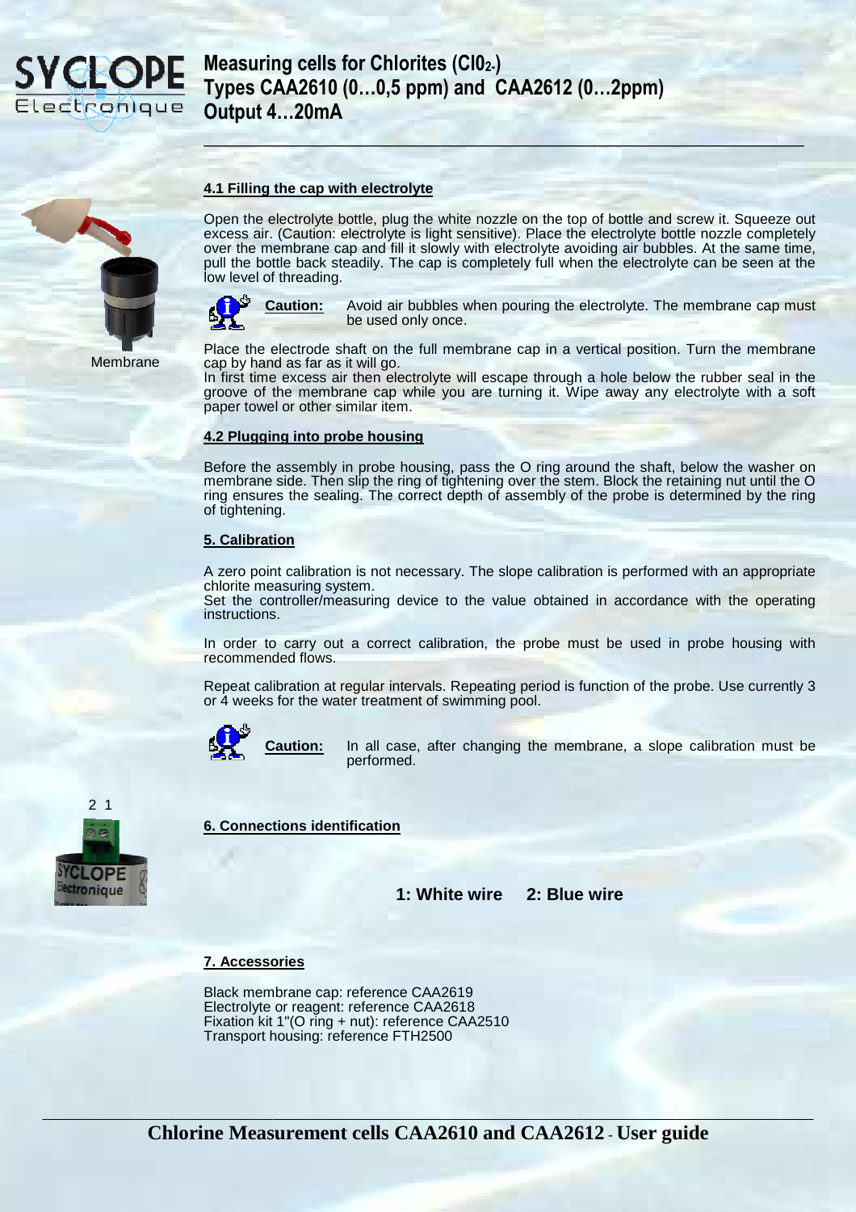# Measuring cells for Chlorites ($ClO_{2-}$)
# Types CAA2610 (0…0,5 ppm) and CAA2612 (0…2ppm)
# Output 4…20mA

#### 4.1 Filling the cap with electrolyte

Open the electrolyte bottle, plug the white nozzle on the top of bottle and screw it. Squeeze out excess air. (Caution: electrolyte is light sensitive). Place the electrolyte bottle nozzle completely over the membrane cap and fill it slowly with electrolyte avoiding air bubbles. At the same time, pull the bottle back steadily. The cap is completely full when the electrolyte can be seen at the low level of threading.

Membrane

**Caution:** Avoid air bubbles when pouring the electrolyte. The membrane cap must be used only once.

Place the electrode shaft on the full membrane cap in a vertical position. Turn the membrane cap by hand as far as it will go.
In first time excess air then electrolyte will escape through a hole below the rubber seal in the groove of the membrane cap while you are turning it. Wipe away any electrolyte with a soft paper towel or other similar item.

#### 4.2 Plugging into probe housing

Before the assembly in probe housing, pass the O ring around the shaft, below the washer on membrane side. Then slip the ring of tightening over the stem. Block the retaining nut until the O ring ensures the sealing. The correct depth of assembly of the probe is determined by the ring of tightening.

#### 5. Calibration

A zero point calibration is not necessary. The slope calibration is performed with an appropriate chlorite measuring system.
Set the controller/measuring device to the value obtained in accordance with the operating instructions.

In order to carry out a correct calibration, the probe must be used in probe housing with recommended flows.

Repeat calibration at regular intervals. Repeating period is function of the probe. Use currently 3 or 4 weeks for the water treatment of swimming pool.

**Caution:** In all case, after changing the membrane, a slope calibration must be performed.

#### 6. Connections identification

2 1

**1: White wire    2: Blue wire**

#### 7. Accessories

Black membrane cap: reference CAA2619
Electrolyte or reagent: reference CAA2618
Fixation kit 1"(O ring + nut): reference CAA2510
Transport housing: reference FTH2500